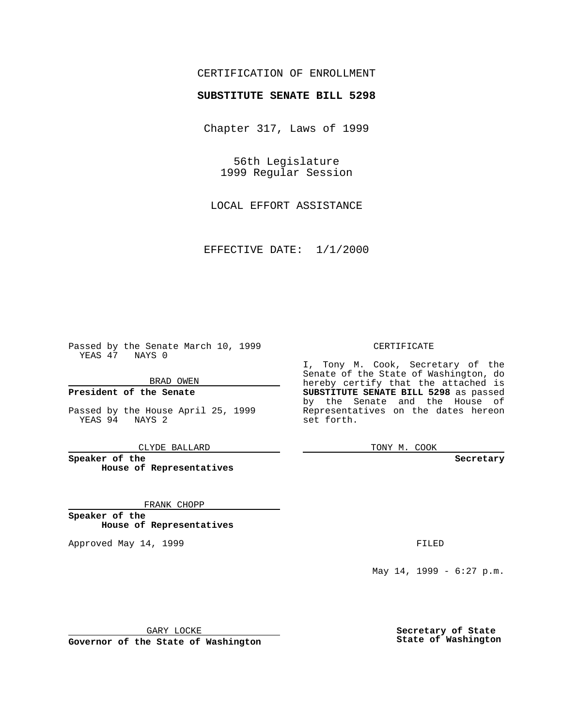CERTIFICATION OF ENROLLMENT

**SUBSTITUTE SENATE BILL 5298**

Chapter 317, Laws of 1999

56th Legislature
1999 Regular Session

LOCAL EFFORT ASSISTANCE

EFFECTIVE DATE: 1/1/2000

Passed by the Senate March 10, 1999
YEAS 47 NAYS 0

BRAD OWEN

**President of the Senate**

Passed by the House April 25, 1999
YEAS 94 NAYS 2

CLYDE BALLARD

**Speaker of the House of Representatives**

FRANK CHOPP

**Speaker of the House of Representatives**

Approved May 14, 1999

GARY LOCKE

**Governor of the State of Washington**

CERTIFICATE

I, Tony M. Cook, Secretary of the Senate of the State of Washington, do hereby certify that the attached is **SUBSTITUTE SENATE BILL 5298** as passed by the Senate and the House of Representatives on the dates hereon set forth.

TONY M. COOK

**Secretary**

FILED

May 14, 1999 - 6:27 p.m.

**Secretary of State
State of Washington**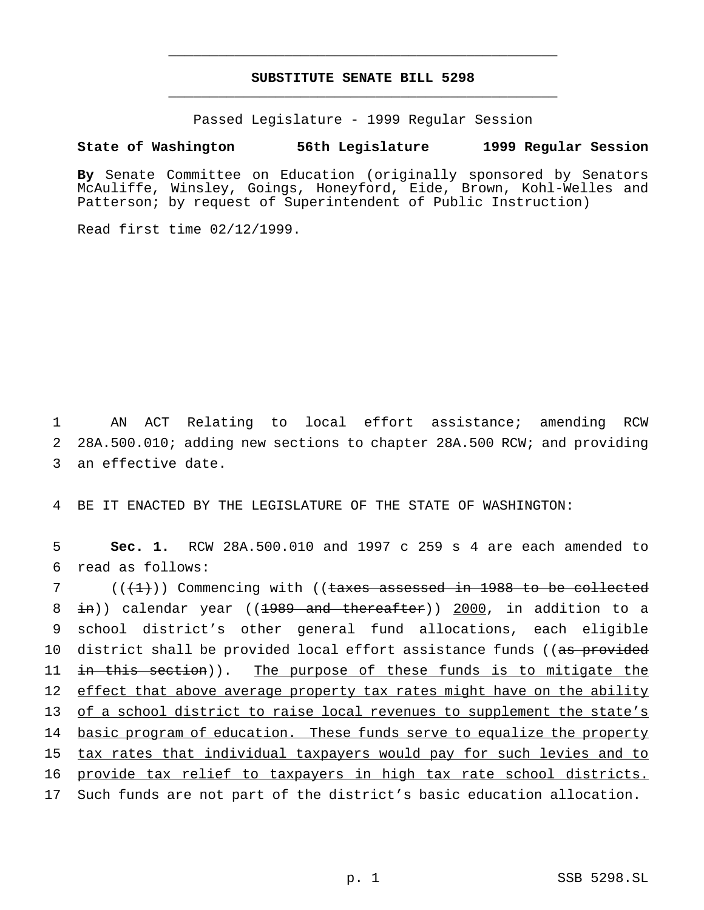# SUBSTITUTE SENATE BILL 5298

Passed Legislature - 1999 Regular Session

**State of Washington 56th Legislature 1999 Regular Session**

**By** Senate Committee on Education (originally sponsored by Senators McAuliffe, Winsley, Goings, Honeyford, Eide, Brown, Kohl-Welles and Patterson; by request of Superintendent of Public Instruction)

Read first time 02/12/1999.

1 AN ACT Relating to local effort assistance; amending RCW
2 28A.500.010; adding new sections to chapter 28A.500 RCW; and providing
3 an effective date.

4 BE IT ENACTED BY THE LEGISLATURE OF THE STATE OF WASHINGTON:

5 **Sec. 1.** RCW 28A.500.010 and 1997 c 259 s 4 are each amended to
6 read as follows:

7 ((~~(1)~~)) Commencing with ((~~taxes assessed in 1988 to be collected~~
8 ~~in~~)) calendar year ((~~1989 and thereafter~~)) <u>2000</u>, in addition to a
9 school district's other general fund allocations, each eligible
10 district shall be provided local effort assistance funds ((~~as provided~~
11 ~~in this section~~)). <u>The purpose of these funds is to mitigate the</u>
12 <u>effect that above average property tax rates might have on the ability</u>
13 <u>of a school district to raise local revenues to supplement the state's</u>
14 <u>basic program of education. These funds serve to equalize the property</u>
15 <u>tax rates that individual taxpayers would pay for such levies and to</u>
16 <u>provide tax relief to taxpayers in high tax rate school districts.</u>
17 Such funds are not part of the district's basic education allocation.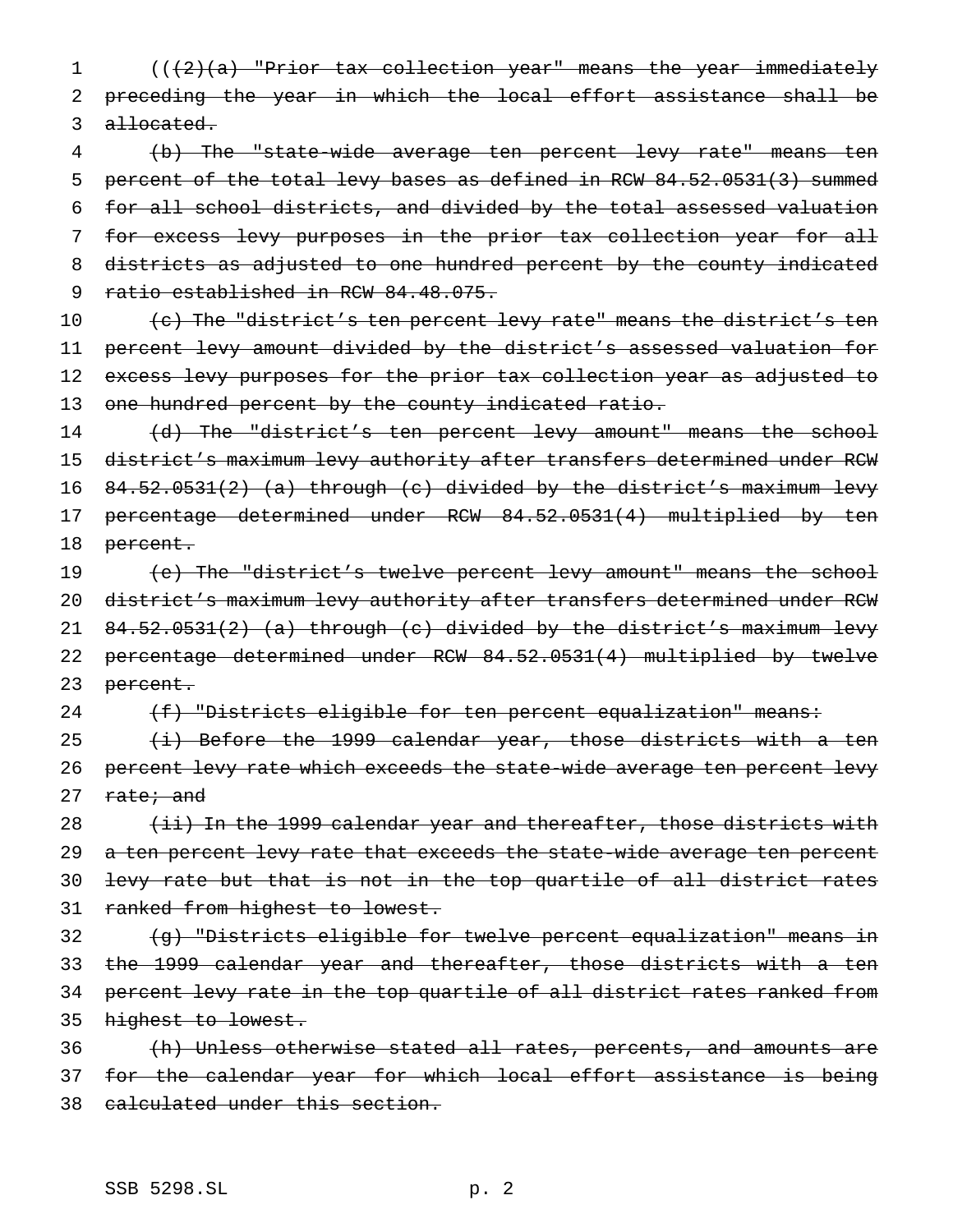((~~(2)(a) "Prior tax collection year" means the year immediately preceding the year in which the local effort assistance shall be allocated.~~

~~(b) The "state-wide average ten percent levy rate" means ten percent of the total levy bases as defined in RCW 84.52.0531(3) summed for all school districts, and divided by the total assessed valuation for excess levy purposes in the prior tax collection year for all districts as adjusted to one hundred percent by the county indicated ratio established in RCW 84.48.075.~~

~~(c) The "district's ten percent levy rate" means the district's ten percent levy amount divided by the district's assessed valuation for excess levy purposes for the prior tax collection year as adjusted to one hundred percent by the county indicated ratio.~~

~~(d) The "district's ten percent levy amount" means the school district's maximum levy authority after transfers determined under RCW 84.52.0531(2) (a) through (c) divided by the district's maximum levy percentage determined under RCW 84.52.0531(4) multiplied by ten percent.~~

~~(e) The "district's twelve percent levy amount" means the school district's maximum levy authority after transfers determined under RCW 84.52.0531(2) (a) through (c) divided by the district's maximum levy percentage determined under RCW 84.52.0531(4) multiplied by twelve percent.~~

~~(f) "Districts eligible for ten percent equalization" means:~~

~~(i) Before the 1999 calendar year, those districts with a ten percent levy rate which exceeds the state-wide average ten percent levy rate; and~~

~~(ii) In the 1999 calendar year and thereafter, those districts with a ten percent levy rate that exceeds the state-wide average ten percent levy rate but that is not in the top quartile of all district rates ranked from highest to lowest.~~

~~(g) "Districts eligible for twelve percent equalization" means in the 1999 calendar year and thereafter, those districts with a ten percent levy rate in the top quartile of all district rates ranked from highest to lowest.~~

~~(h) Unless otherwise stated all rates, percents, and amounts are for the calendar year for which local effort assistance is being calculated under this section.~~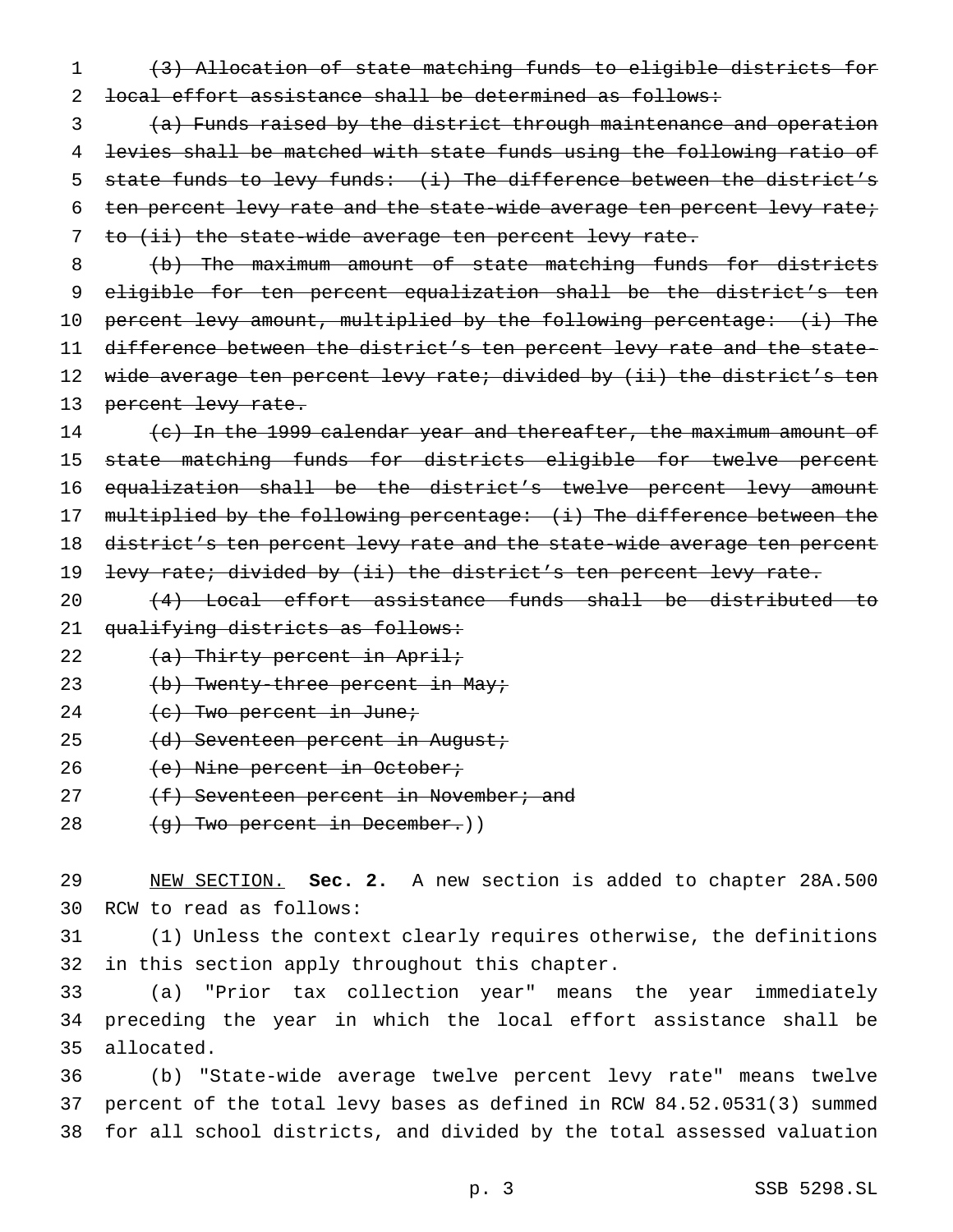~~(3) Allocation of state matching funds to eligible districts for local effort assistance shall be determined as follows:~~

~~(a) Funds raised by the district through maintenance and operation levies shall be matched with state funds using the following ratio of state funds to levy funds: (i) The difference between the district's ten percent levy rate and the state-wide average ten percent levy rate; to (ii) the state-wide average ten percent levy rate.~~

~~(b) The maximum amount of state matching funds for districts eligible for ten percent equalization shall be the district's ten percent levy amount, multiplied by the following percentage: (i) The difference between the district's ten percent levy rate and the state-wide average ten percent levy rate; divided by (ii) the district's ten percent levy rate.~~

~~(c) In the 1999 calendar year and thereafter, the maximum amount of state matching funds for districts eligible for twelve percent equalization shall be the district's twelve percent levy amount multiplied by the following percentage: (i) The difference between the district's ten percent levy rate and the state-wide average ten percent levy rate; divided by (ii) the district's ten percent levy rate.~~

~~(4) Local effort assistance funds shall be distributed to qualifying districts as follows:~~

~~(a) Thirty percent in April;~~

~~(b) Twenty-three percent in May;~~

~~(c) Two percent in June;~~

~~(d) Seventeen percent in August;~~

~~(e) Nine percent in October;~~

~~(f) Seventeen percent in November; and~~

~~(g) Two percent in December.~~))

NEW SECTION. **Sec. 2.** A new section is added to chapter 28A.500 RCW to read as follows:

(1) Unless the context clearly requires otherwise, the definitions in this section apply throughout this chapter.

(a) "Prior tax collection year" means the year immediately preceding the year in which the local effort assistance shall be allocated.

(b) "State-wide average twelve percent levy rate" means twelve percent of the total levy bases as defined in RCW 84.52.0531(3) summed for all school districts, and divided by the total assessed valuation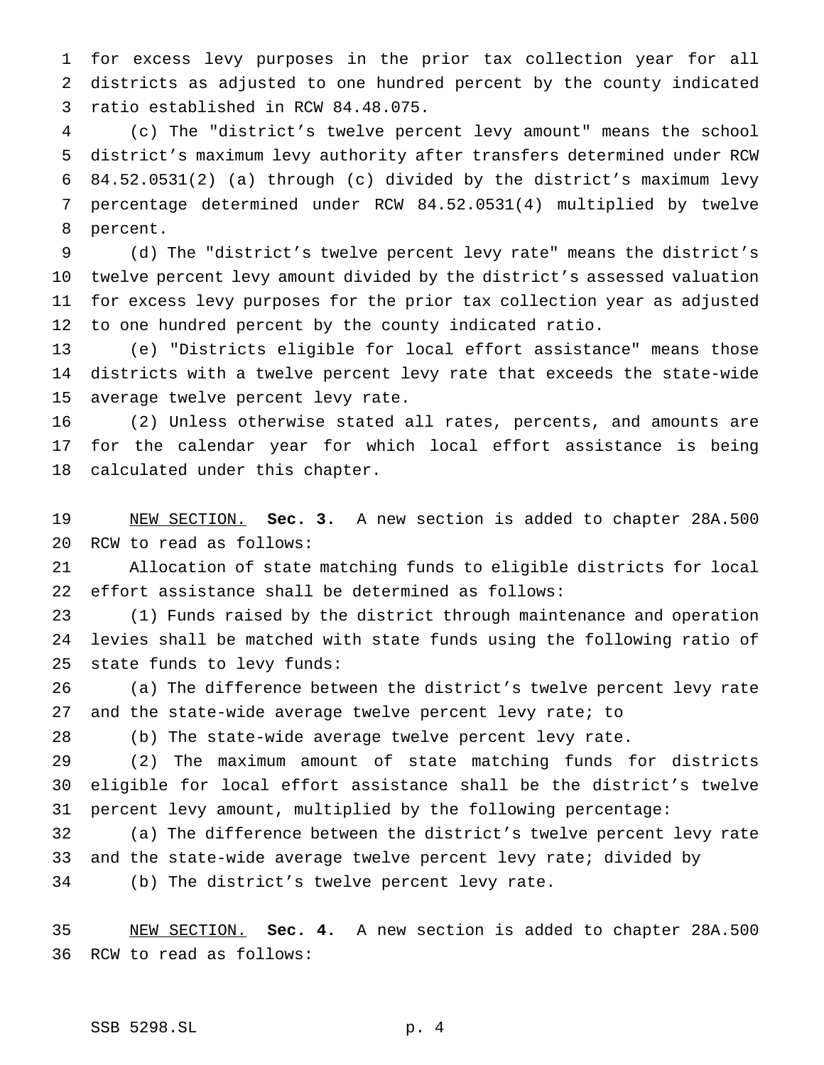for excess levy purposes in the prior tax collection year for all districts as adjusted to one hundred percent by the county indicated ratio established in RCW 84.48.075.

(c) The "district's twelve percent levy amount" means the school district's maximum levy authority after transfers determined under RCW 84.52.0531(2) (a) through (c) divided by the district's maximum levy percentage determined under RCW 84.52.0531(4) multiplied by twelve percent.

(d) The "district's twelve percent levy rate" means the district's twelve percent levy amount divided by the district's assessed valuation for excess levy purposes for the prior tax collection year as adjusted to one hundred percent by the county indicated ratio.

(e) "Districts eligible for local effort assistance" means those districts with a twelve percent levy rate that exceeds the state-wide average twelve percent levy rate.

(2) Unless otherwise stated all rates, percents, and amounts are for the calendar year for which local effort assistance is being calculated under this chapter.

NEW SECTION. **Sec. 3.** A new section is added to chapter 28A.500 RCW to read as follows:

Allocation of state matching funds to eligible districts for local effort assistance shall be determined as follows:

(1) Funds raised by the district through maintenance and operation levies shall be matched with state funds using the following ratio of state funds to levy funds:

(a) The difference between the district's twelve percent levy rate and the state-wide average twelve percent levy rate; to

(b) The state-wide average twelve percent levy rate.

(2) The maximum amount of state matching funds for districts eligible for local effort assistance shall be the district's twelve percent levy amount, multiplied by the following percentage:

(a) The difference between the district's twelve percent levy rate and the state-wide average twelve percent levy rate; divided by

(b) The district's twelve percent levy rate.

NEW SECTION. **Sec. 4.** A new section is added to chapter 28A.500 RCW to read as follows: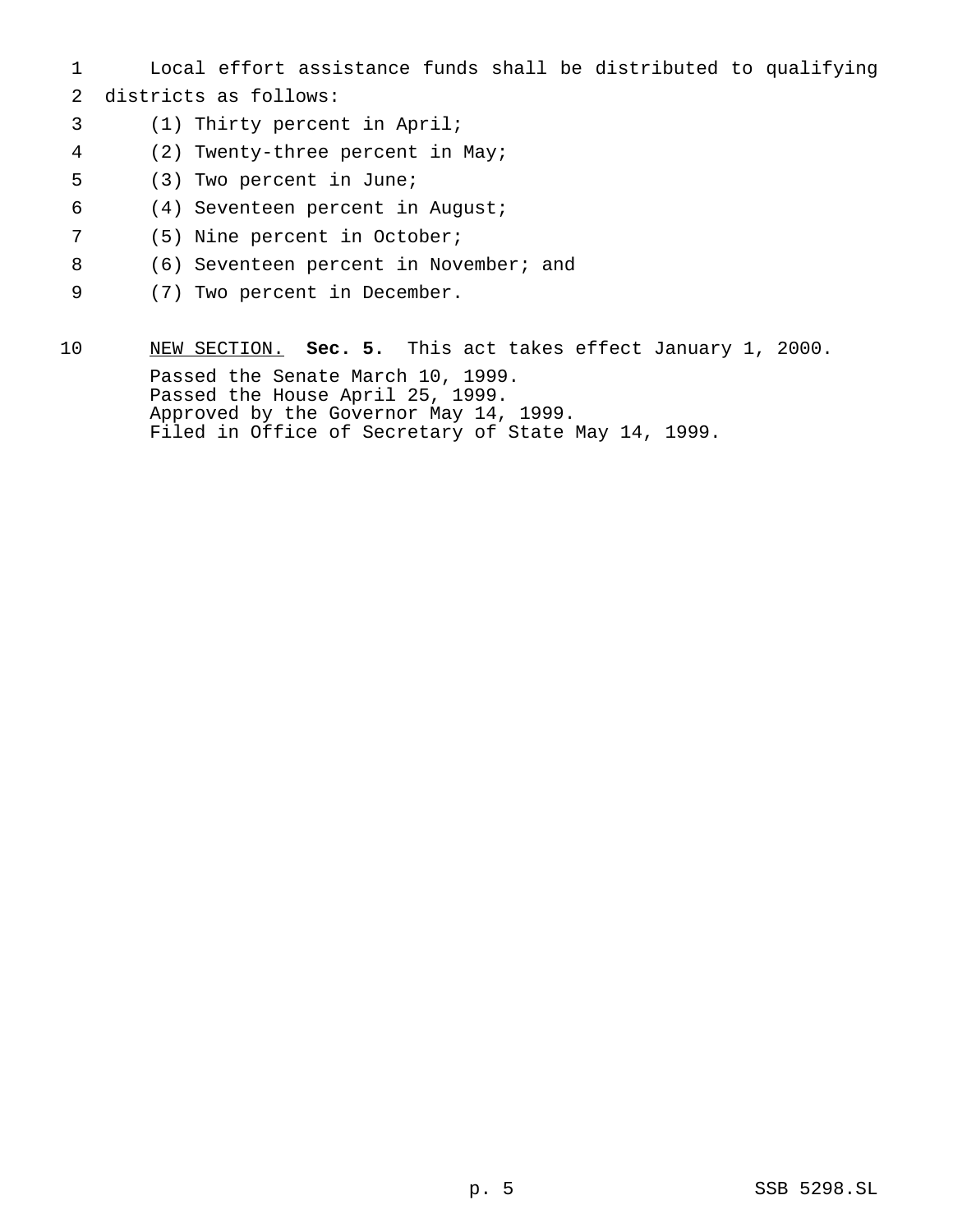Local effort assistance funds shall be distributed to qualifying districts as follows:

(1) Thirty percent in April;

(2) Twenty-three percent in May;

(3) Two percent in June;

(4) Seventeen percent in August;

(5) Nine percent in October;

(6) Seventeen percent in November; and

(7) Two percent in December.

NEW SECTION. **Sec. 5.** This act takes effect January 1, 2000.

Passed the Senate March 10, 1999.
Passed the House April 25, 1999.
Approved by the Governor May 14, 1999.
Filed in Office of Secretary of State May 14, 1999.